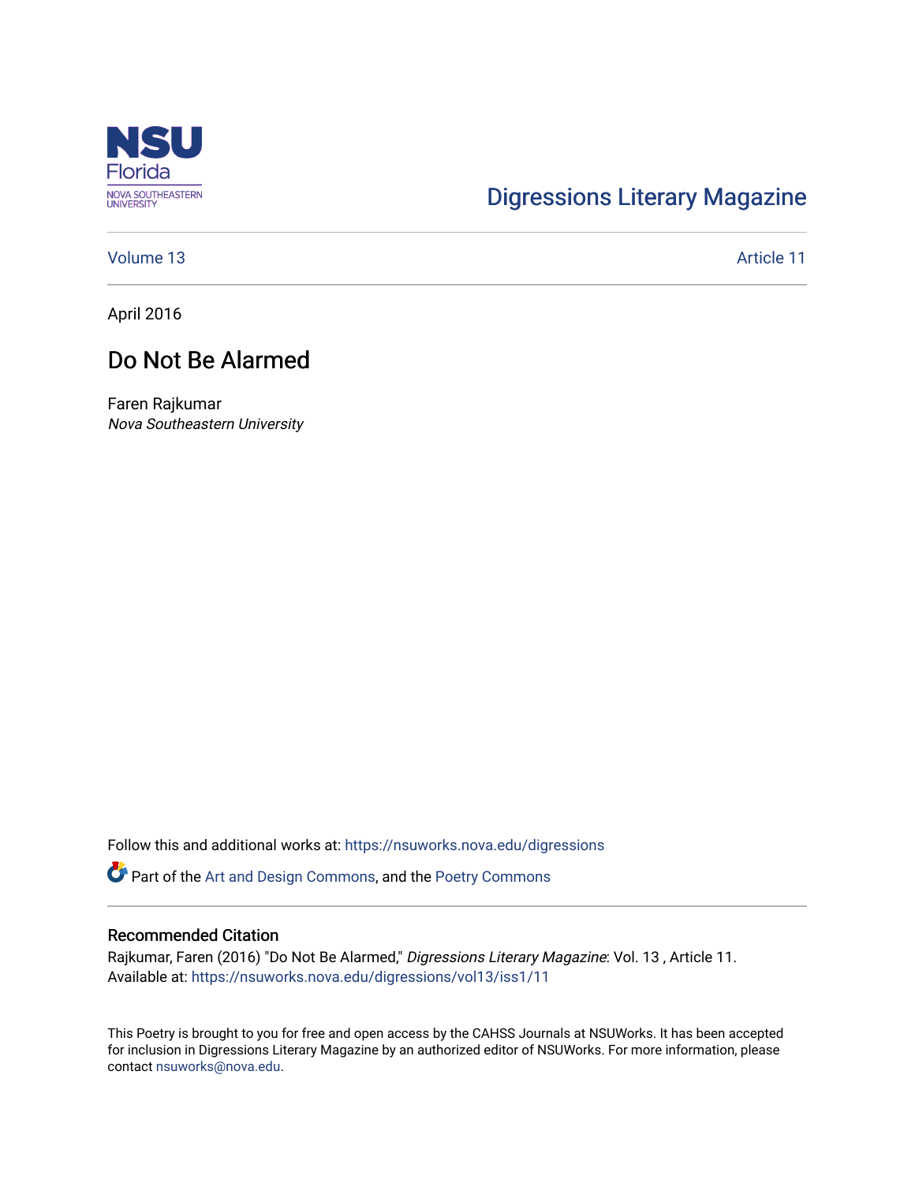Digressions Literary Magazine

Volume 13 | Article 11

April 2016

# Do Not Be Alarmed

Faren Rajkumar
*Nova Southeastern University*

Follow this and additional works at: https://nsuworks.nova.edu/digressions

Part of the Art and Design Commons, and the Poetry Commons

## Recommended Citation

Rajkumar, Faren (2016) "Do Not Be Alarmed," *Digressions Literary Magazine*: Vol. 13 , Article 11.
Available at: https://nsuworks.nova.edu/digressions/vol13/iss1/11

This Poetry is brought to you for free and open access by the CAHSS Journals at NSUWorks. It has been accepted for inclusion in Digressions Literary Magazine by an authorized editor of NSUWorks. For more information, please contact nsuworks@nova.edu.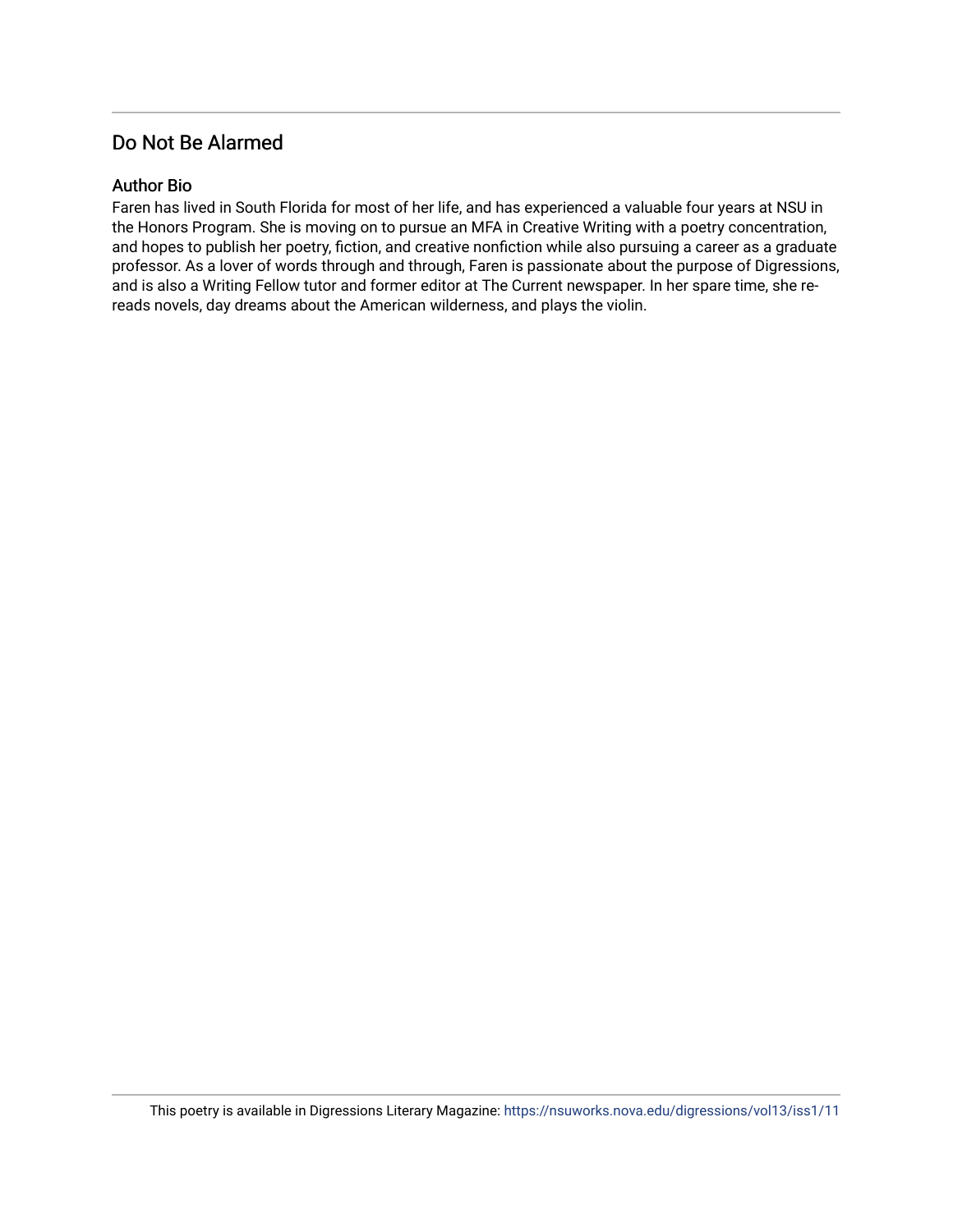## Do Not Be Alarmed

### Author Bio

Faren has lived in South Florida for most of her life, and has experienced a valuable four years at NSU in the Honors Program. She is moving on to pursue an MFA in Creative Writing with a poetry concentration, and hopes to publish her poetry, fiction, and creative nonfiction while also pursuing a career as a graduate professor. As a lover of words through and through, Faren is passionate about the purpose of Digressions, and is also a Writing Fellow tutor and former editor at The Current newspaper. In her spare time, she re-reads novels, day dreams about the American wilderness, and plays the violin.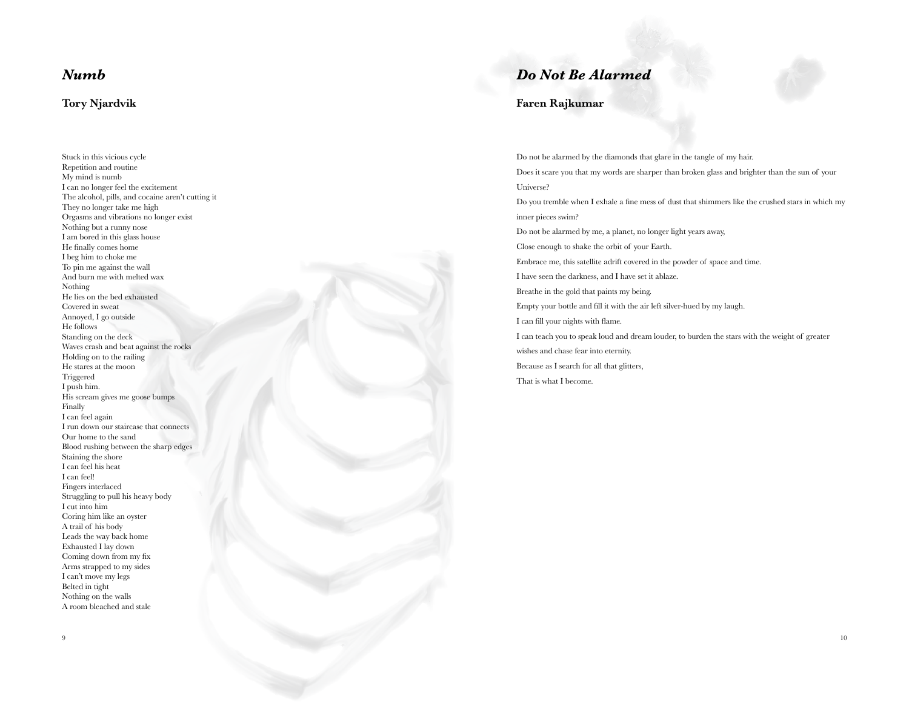## *Numb*

**Tory Njardvik**

Stuck in this vicious cycle
Repetition and routine
My mind is numb
I can no longer feel the excitement
The alcohol, pills, and cocaine aren't cutting it
They no longer take me high
Orgasms and vibrations no longer exist
Nothing but a runny nose
I am bored in this glass house
He finally comes home
I beg him to choke me
To pin me against the wall
And burn me with melted wax
Nothing
He lies on the bed exhausted
Covered in sweat
Annoyed, I go outside
He follows
Standing on the deck
Waves crash and beat against the rocks
Holding on to the railing
He stares at the moon
Triggered
I push him.
His scream gives me goose bumps
Finally
I can feel again
I run down our staircase that connects
Our home to the sand
Blood rushing between the sharp edges
Staining the shore
I can feel his heat
I can feel!
Fingers interlaced
Struggling to pull his heavy body
I cut into him
Coring him like an oyster
A trail of his body
Leads the way back home
Exhausted I lay down
Coming down from my fix
Arms strapped to my sides
I can't move my legs
Belted in tight
Nothing on the walls
A room bleached and stale

## *Do Not Be Alarmed*

**Faren Rajkumar**

Do not be alarmed by the diamonds that glare in the tangle of my hair.

Does it scare you that my words are sharper than broken glass and brighter than the sun of your Universe?

Do you tremble when I exhale a fine mess of dust that shimmers like the crushed stars in which my inner pieces swim?

Do not be alarmed by me, a planet, no longer light years away,

Close enough to shake the orbit of your Earth.

Embrace me, this satellite adrift covered in the powder of space and time.

I have seen the darkness, and I have set it ablaze.

Breathe in the gold that paints my being.

Empty your bottle and fill it with the air left silver-hued by my laugh.

I can fill your nights with flame.

I can teach you to speak loud and dream louder, to burden the stars with the weight of greater wishes and chase fear into eternity.

Because as I search for all that glitters,

That is what I become.